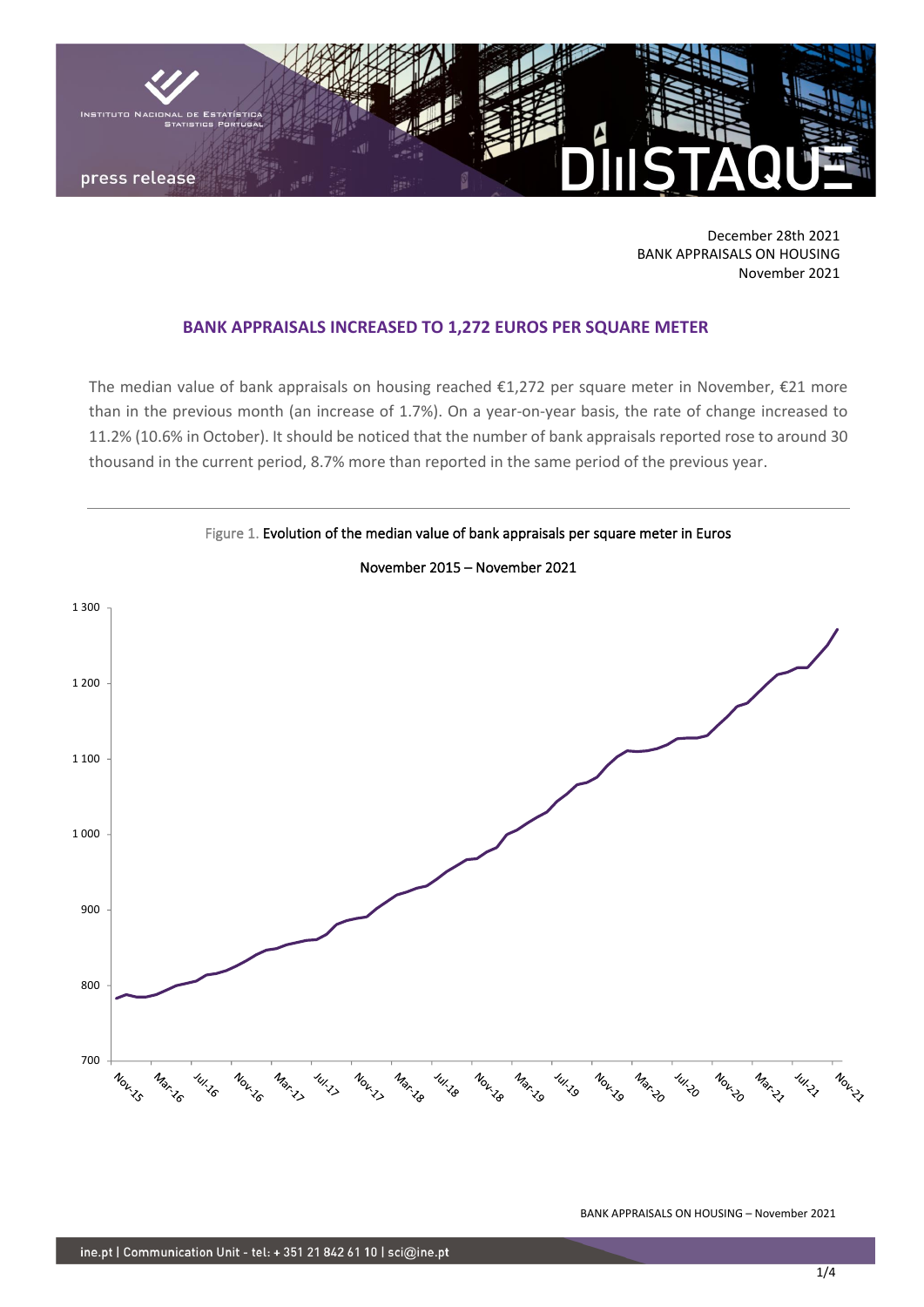December 28th 2021
BANK APPRAISALS ON HOUSING
November 2021

## BANK APPRAISALS INCREASED TO 1,272 EUROS PER SQUARE METER

The median value of bank appraisals on housing reached €1,272 per square meter in November, €21 more than in the previous month (an increase of 1.7%). On a year-on-year basis, the rate of change increased to 11.2% (10.6% in October). It should be noticed that the number of bank appraisals reported rose to around 30 thousand in the current period, 8.7% more than reported in the same period of the previous year.

Figure 1. Evolution of the median value of bank appraisals per square meter in Euros

November 2015 – November 2021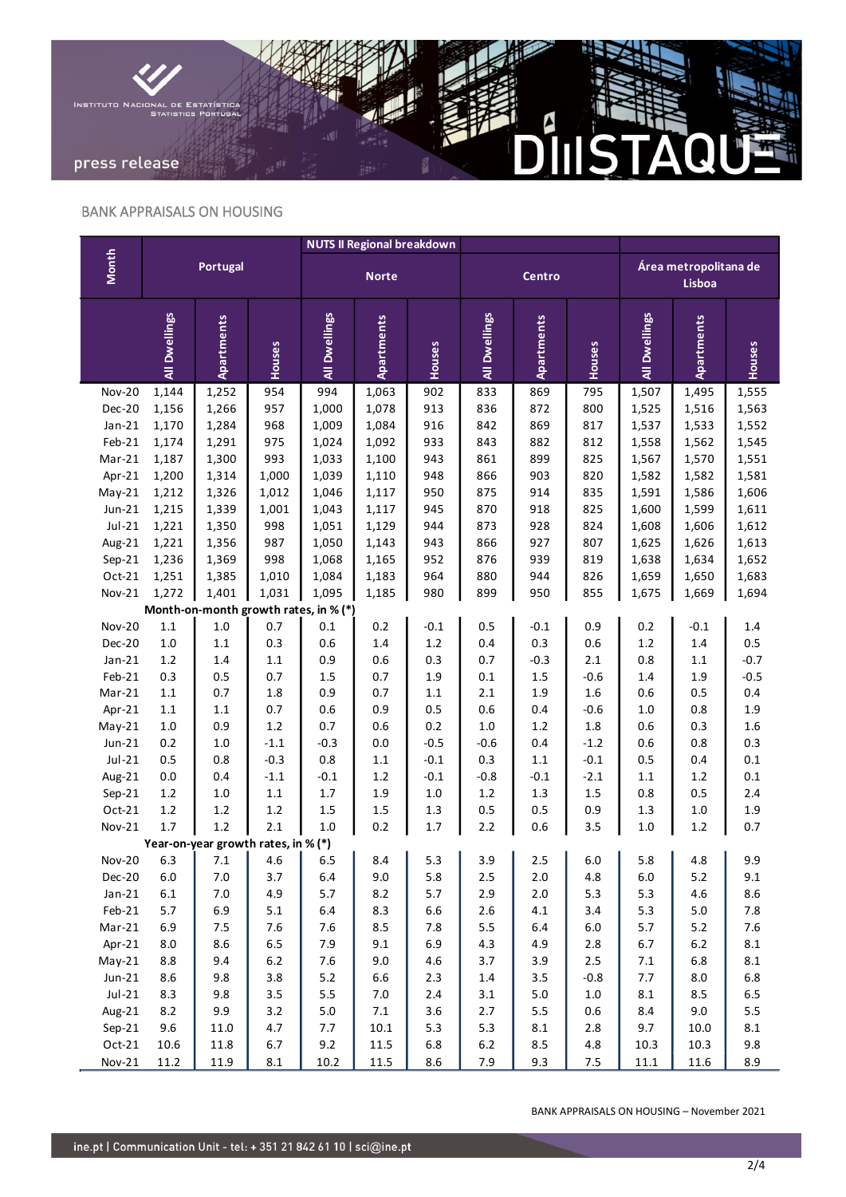## BANK APPRAISALS ON HOUSING

| Month | Portugal | | | NUTS II Regional breakdown: Norte | | | Centro | | | Área metropolitana de Lisboa | | |
|---|---|---|---|---|---|---|---|---|---|---|---|---|
| | All Dwellings | Apartments | Houses | All Dwellings | Apartments | Houses | All Dwellings | Apartments | Houses | All Dwellings | Apartments | Houses |
| Nov-20 | 1,144 | 1,252 | 954 | 994 | 1,063 | 902 | 833 | 869 | 795 | 1,507 | 1,495 | 1,555 |
| Dec-20 | 1,156 | 1,266 | 957 | 1,000 | 1,078 | 913 | 836 | 872 | 800 | 1,525 | 1,516 | 1,563 |
| Jan-21 | 1,170 | 1,284 | 968 | 1,009 | 1,084 | 916 | 842 | 869 | 817 | 1,537 | 1,533 | 1,552 |
| Feb-21 | 1,174 | 1,291 | 975 | 1,024 | 1,092 | 933 | 843 | 882 | 812 | 1,558 | 1,562 | 1,545 |
| Mar-21 | 1,187 | 1,300 | 993 | 1,033 | 1,100 | 943 | 861 | 899 | 825 | 1,567 | 1,570 | 1,551 |
| Apr-21 | 1,200 | 1,314 | 1,000 | 1,039 | 1,110 | 948 | 866 | 903 | 820 | 1,582 | 1,582 | 1,581 |
| May-21 | 1,212 | 1,326 | 1,012 | 1,046 | 1,117 | 950 | 875 | 914 | 835 | 1,591 | 1,586 | 1,606 |
| Jun-21 | 1,215 | 1,339 | 1,001 | 1,043 | 1,117 | 945 | 870 | 918 | 825 | 1,600 | 1,599 | 1,611 |
| Jul-21 | 1,221 | 1,350 | 998 | 1,051 | 1,129 | 944 | 873 | 928 | 824 | 1,608 | 1,606 | 1,612 |
| Aug-21 | 1,221 | 1,356 | 987 | 1,050 | 1,143 | 943 | 866 | 927 | 807 | 1,625 | 1,626 | 1,613 |
| Sep-21 | 1,236 | 1,369 | 998 | 1,068 | 1,165 | 952 | 876 | 939 | 819 | 1,638 | 1,634 | 1,652 |
| Oct-21 | 1,251 | 1,385 | 1,010 | 1,084 | 1,183 | 964 | 880 | 944 | 826 | 1,659 | 1,650 | 1,683 |
| Nov-21 | 1,272 | 1,401 | 1,031 | 1,095 | 1,185 | 980 | 899 | 950 | 855 | 1,675 | 1,669 | 1,694 |
| **Month-on-month growth rates, in % (*)** | | | | | | | | | | | | |
| Nov-20 | 1.1 | 1.0 | 0.7 | 0.1 | 0.2 | -0.1 | 0.5 | -0.1 | 0.9 | 0.2 | -0.1 | 1.4 |
| Dec-20 | 1.0 | 1.1 | 0.3 | 0.6 | 1.4 | 1.2 | 0.4 | 0.3 | 0.6 | 1.2 | 1.4 | 0.5 |
| Jan-21 | 1.2 | 1.4 | 1.1 | 0.9 | 0.6 | 0.3 | 0.7 | -0.3 | 2.1 | 0.8 | 1.1 | -0.7 |
| Feb-21 | 0.3 | 0.5 | 0.7 | 1.5 | 0.7 | 1.9 | 0.1 | 1.5 | -0.6 | 1.4 | 1.9 | -0.5 |
| Mar-21 | 1.1 | 0.7 | 1.8 | 0.9 | 0.7 | 1.1 | 2.1 | 1.9 | 1.6 | 0.6 | 0.5 | 0.4 |
| Apr-21 | 1.1 | 1.1 | 0.7 | 0.6 | 0.9 | 0.5 | 0.6 | 0.4 | -0.6 | 1.0 | 0.8 | 1.9 |
| May-21 | 1.0 | 0.9 | 1.2 | 0.7 | 0.6 | 0.2 | 1.0 | 1.2 | 1.8 | 0.6 | 0.3 | 1.6 |
| Jun-21 | 0.2 | 1.0 | -1.1 | -0.3 | 0.0 | -0.5 | -0.6 | 0.4 | -1.2 | 0.6 | 0.8 | 0.3 |
| Jul-21 | 0.5 | 0.8 | -0.3 | 0.8 | 1.1 | -0.1 | 0.3 | 1.1 | -0.1 | 0.5 | 0.4 | 0.1 |
| Aug-21 | 0.0 | 0.4 | -1.1 | -0.1 | 1.2 | -0.1 | -0.8 | -0.1 | -2.1 | 1.1 | 1.2 | 0.1 |
| Sep-21 | 1.2 | 1.0 | 1.1 | 1.7 | 1.9 | 1.0 | 1.2 | 1.3 | 1.5 | 0.8 | 0.5 | 2.4 |
| Oct-21 | 1.2 | 1.2 | 1.2 | 1.5 | 1.5 | 1.3 | 0.5 | 0.5 | 0.9 | 1.3 | 1.0 | 1.9 |
| Nov-21 | 1.7 | 1.2 | 2.1 | 1.0 | 0.2 | 1.7 | 2.2 | 0.6 | 3.5 | 1.0 | 1.2 | 0.7 |
| **Year-on-year growth rates, in % (*)** | | | | | | | | | | | | |
| Nov-20 | 6.3 | 7.1 | 4.6 | 6.5 | 8.4 | 5.3 | 3.9 | 2.5 | 6.0 | 5.8 | 4.8 | 9.9 |
| Dec-20 | 6.0 | 7.0 | 3.7 | 6.4 | 9.0 | 5.8 | 2.5 | 2.0 | 4.8 | 6.0 | 5.2 | 9.1 |
| Jan-21 | 6.1 | 7.0 | 4.9 | 5.7 | 8.2 | 5.7 | 2.9 | 2.0 | 5.3 | 5.3 | 4.6 | 8.6 |
| Feb-21 | 5.7 | 6.9 | 5.1 | 6.4 | 8.3 | 6.6 | 2.6 | 4.1 | 3.4 | 5.3 | 5.0 | 7.8 |
| Mar-21 | 6.9 | 7.5 | 7.6 | 7.6 | 8.5 | 7.8 | 5.5 | 6.4 | 6.0 | 5.7 | 5.2 | 7.6 |
| Apr-21 | 8.0 | 8.6 | 6.5 | 7.9 | 9.1 | 6.9 | 4.3 | 4.9 | 2.8 | 6.7 | 6.2 | 8.1 |
| May-21 | 8.8 | 9.4 | 6.2 | 7.6 | 9.0 | 4.6 | 3.7 | 3.9 | 2.5 | 7.1 | 6.8 | 8.1 |
| Jun-21 | 8.6 | 9.8 | 3.8 | 5.2 | 6.6 | 2.3 | 1.4 | 3.5 | -0.8 | 7.7 | 8.0 | 6.8 |
| Jul-21 | 8.3 | 9.8 | 3.5 | 5.5 | 7.0 | 2.4 | 3.1 | 5.0 | 1.0 | 8.1 | 8.5 | 6.5 |
| Aug-21 | 8.2 | 9.9 | 3.2 | 5.0 | 7.1 | 3.6 | 2.7 | 5.5 | 0.6 | 8.4 | 9.0 | 5.5 |
| Sep-21 | 9.6 | 11.0 | 4.7 | 7.7 | 10.1 | 5.3 | 5.3 | 8.1 | 2.8 | 9.7 | 10.0 | 8.1 |
| Oct-21 | 10.6 | 11.8 | 6.7 | 9.2 | 11.5 | 6.8 | 6.2 | 8.5 | 4.8 | 10.3 | 10.3 | 9.8 |
| Nov-21 | 11.2 | 11.9 | 8.1 | 10.2 | 11.5 | 8.6 | 7.9 | 9.3 | 7.5 | 11.1 | 11.6 | 8.9 |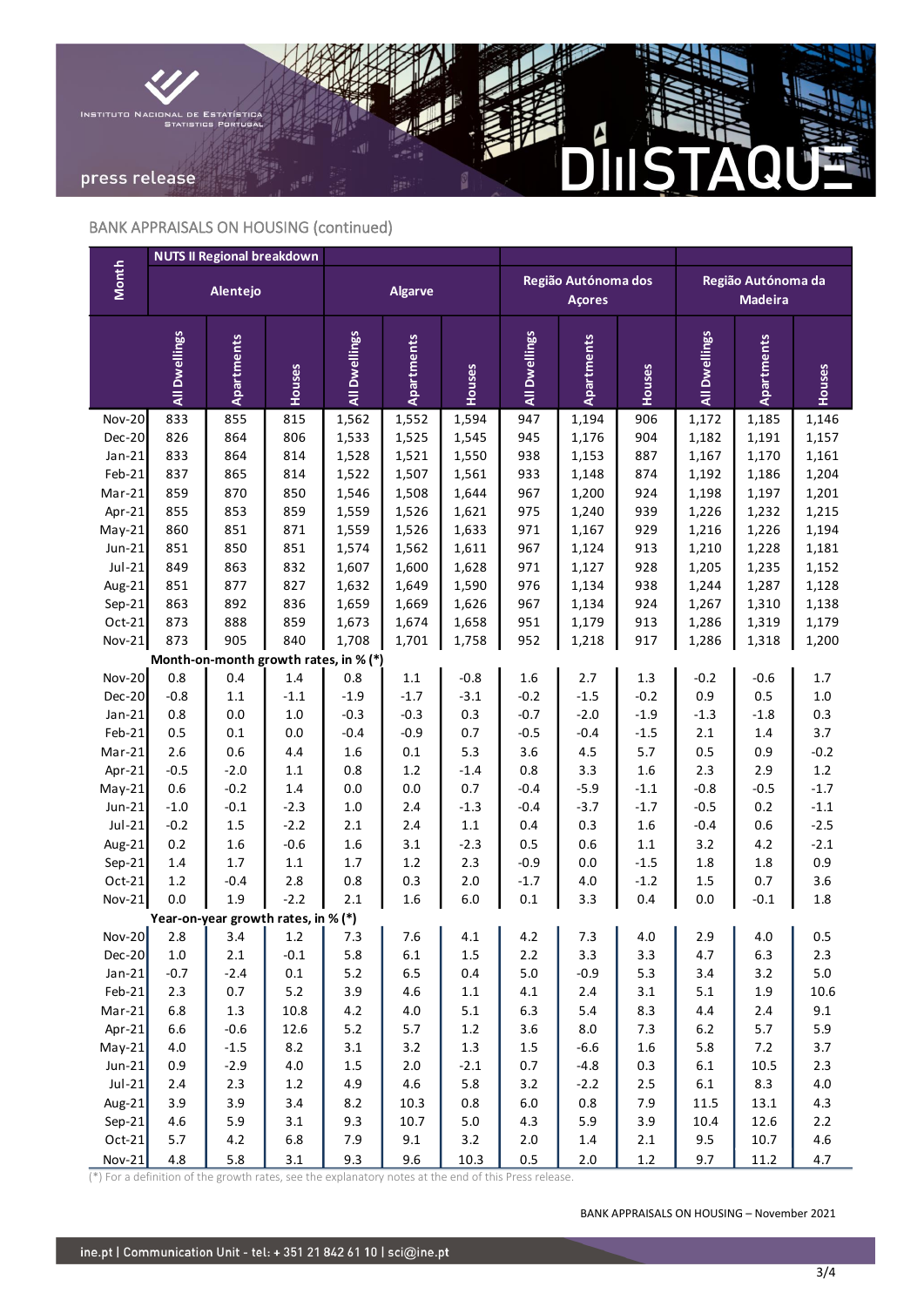## BANK APPRAISALS ON HOUSING (continued)

| Month | NUTS II Regional breakdown | | | | | | | | | | | |
|---|---|---|---|---|---|---|---|---|---|---|---|---|
| | Alentejo | | | Algarve | | | Região Autónoma dos Açores | | | Região Autónoma da Madeira | | |
| | All Dwellings | Apartments | Houses | All Dwellings | Apartments | Houses | All Dwellings | Apartments | Houses | All Dwellings | Apartments | Houses |
| Nov-20 | 833 | 855 | 815 | 1,562 | 1,552 | 1,594 | 947 | 1,194 | 906 | 1,172 | 1,185 | 1,146 |
| Dec-20 | 826 | 864 | 806 | 1,533 | 1,525 | 1,545 | 945 | 1,176 | 904 | 1,182 | 1,191 | 1,157 |
| Jan-21 | 833 | 864 | 814 | 1,528 | 1,521 | 1,550 | 938 | 1,153 | 887 | 1,167 | 1,170 | 1,161 |
| Feb-21 | 837 | 865 | 814 | 1,522 | 1,507 | 1,561 | 933 | 1,148 | 874 | 1,192 | 1,186 | 1,204 |
| Mar-21 | 859 | 870 | 850 | 1,546 | 1,508 | 1,644 | 967 | 1,200 | 924 | 1,198 | 1,197 | 1,201 |
| Apr-21 | 855 | 853 | 859 | 1,559 | 1,526 | 1,621 | 975 | 1,240 | 939 | 1,226 | 1,232 | 1,215 |
| May-21 | 860 | 851 | 871 | 1,559 | 1,526 | 1,633 | 971 | 1,167 | 929 | 1,216 | 1,226 | 1,194 |
| Jun-21 | 851 | 850 | 851 | 1,574 | 1,562 | 1,611 | 967 | 1,124 | 913 | 1,210 | 1,228 | 1,181 |
| Jul-21 | 849 | 863 | 832 | 1,607 | 1,600 | 1,628 | 971 | 1,127 | 928 | 1,205 | 1,235 | 1,152 |
| Aug-21 | 851 | 877 | 827 | 1,632 | 1,649 | 1,590 | 976 | 1,134 | 938 | 1,244 | 1,287 | 1,128 |
| Sep-21 | 863 | 892 | 836 | 1,659 | 1,669 | 1,626 | 967 | 1,134 | 924 | 1,267 | 1,310 | 1,138 |
| Oct-21 | 873 | 888 | 859 | 1,673 | 1,674 | 1,658 | 951 | 1,179 | 913 | 1,286 | 1,319 | 1,179 |
| Nov-21 | 873 | 905 | 840 | 1,708 | 1,701 | 1,758 | 952 | 1,218 | 917 | 1,286 | 1,318 | 1,200 |
| **Month-on-month growth rates, in % (*)** | | | | | | | | | | | | |
| Nov-20 | 0.8 | 0.4 | 1.4 | 0.8 | 1.1 | -0.8 | 1.6 | 2.7 | 1.3 | -0.2 | -0.6 | 1.7 |
| Dec-20 | -0.8 | 1.1 | -1.1 | -1.9 | -1.7 | -3.1 | -0.2 | -1.5 | -0.2 | 0.9 | 0.5 | 1.0 |
| Jan-21 | 0.8 | 0.0 | 1.0 | -0.3 | -0.3 | 0.3 | -0.7 | -2.0 | -1.9 | -1.3 | -1.8 | 0.3 |
| Feb-21 | 0.5 | 0.1 | 0.0 | -0.4 | -0.9 | 0.7 | -0.5 | -0.4 | -1.5 | 2.1 | 1.4 | 3.7 |
| Mar-21 | 2.6 | 0.6 | 4.4 | 1.6 | 0.1 | 5.3 | 3.6 | 4.5 | 5.7 | 0.5 | 0.9 | -0.2 |
| Apr-21 | -0.5 | -2.0 | 1.1 | 0.8 | 1.2 | -1.4 | 0.8 | 3.3 | 1.6 | 2.3 | 2.9 | 1.2 |
| May-21 | 0.6 | -0.2 | 1.4 | 0.0 | 0.0 | 0.7 | -0.4 | -5.9 | -1.1 | -0.8 | -0.5 | -1.7 |
| Jun-21 | -1.0 | -0.1 | -2.3 | 1.0 | 2.4 | -1.3 | -0.4 | -3.7 | -1.7 | -0.5 | 0.2 | -1.1 |
| Jul-21 | -0.2 | 1.5 | -2.2 | 2.1 | 2.4 | 1.1 | 0.4 | 0.3 | 1.6 | -0.4 | 0.6 | -2.5 |
| Aug-21 | 0.2 | 1.6 | -0.6 | 1.6 | 3.1 | -2.3 | 0.5 | 0.6 | 1.1 | 3.2 | 4.2 | -2.1 |
| Sep-21 | 1.4 | 1.7 | 1.1 | 1.7 | 1.2 | 2.3 | -0.9 | 0.0 | -1.5 | 1.8 | 1.8 | 0.9 |
| Oct-21 | 1.2 | -0.4 | 2.8 | 0.8 | 0.3 | 2.0 | -1.7 | 4.0 | -1.2 | 1.5 | 0.7 | 3.6 |
| Nov-21 | 0.0 | 1.9 | -2.2 | 2.1 | 1.6 | 6.0 | 0.1 | 3.3 | 0.4 | 0.0 | -0.1 | 1.8 |
| **Year-on-year growth rates, in % (*)** | | | | | | | | | | | | |
| Nov-20 | 2.8 | 3.4 | 1.2 | 7.3 | 7.6 | 4.1 | 4.2 | 7.3 | 4.0 | 2.9 | 4.0 | 0.5 |
| Dec-20 | 1.0 | 2.1 | -0.1 | 5.8 | 6.1 | 1.5 | 2.2 | 3.3 | 3.3 | 4.7 | 6.3 | 2.3 |
| Jan-21 | -0.7 | -2.4 | 0.1 | 5.2 | 6.5 | 0.4 | 5.0 | -0.9 | 5.3 | 3.4 | 3.2 | 5.0 |
| Feb-21 | 2.3 | 0.7 | 5.2 | 3.9 | 4.6 | 1.1 | 4.1 | 2.4 | 3.1 | 5.1 | 1.9 | 10.6 |
| Mar-21 | 6.8 | 1.3 | 10.8 | 4.2 | 4.0 | 5.1 | 6.3 | 5.4 | 8.3 | 4.4 | 2.4 | 9.1 |
| Apr-21 | 6.6 | -0.6 | 12.6 | 5.2 | 5.7 | 1.2 | 3.6 | 8.0 | 7.3 | 6.2 | 5.7 | 5.9 |
| May-21 | 4.0 | -1.5 | 8.2 | 3.1 | 3.2 | 1.3 | 1.5 | -6.6 | 1.6 | 5.8 | 7.2 | 3.7 |
| Jun-21 | 0.9 | -2.9 | 4.0 | 1.5 | 2.0 | -2.1 | 0.7 | -4.8 | 0.3 | 6.1 | 10.5 | 2.3 |
| Jul-21 | 2.4 | 2.3 | 1.2 | 4.9 | 4.6 | 5.8 | 3.2 | -2.2 | 2.5 | 6.1 | 8.3 | 4.0 |
| Aug-21 | 3.9 | 3.9 | 3.4 | 8.2 | 10.3 | 0.8 | 6.0 | 0.8 | 7.9 | 11.5 | 13.1 | 4.3 |
| Sep-21 | 4.6 | 5.9 | 3.1 | 9.3 | 10.7 | 5.0 | 4.3 | 5.9 | 3.9 | 10.4 | 12.6 | 2.2 |
| Oct-21 | 5.7 | 4.2 | 6.8 | 7.9 | 9.1 | 3.2 | 2.0 | 1.4 | 2.1 | 9.5 | 10.7 | 4.6 |
| Nov-21 | 4.8 | 5.8 | 3.1 | 9.3 | 9.6 | 10.3 | 0.5 | 2.0 | 1.2 | 9.7 | 11.2 | 4.7 |

(*) For a definition of the growth rates, see the explanatory notes at the end of this Press release.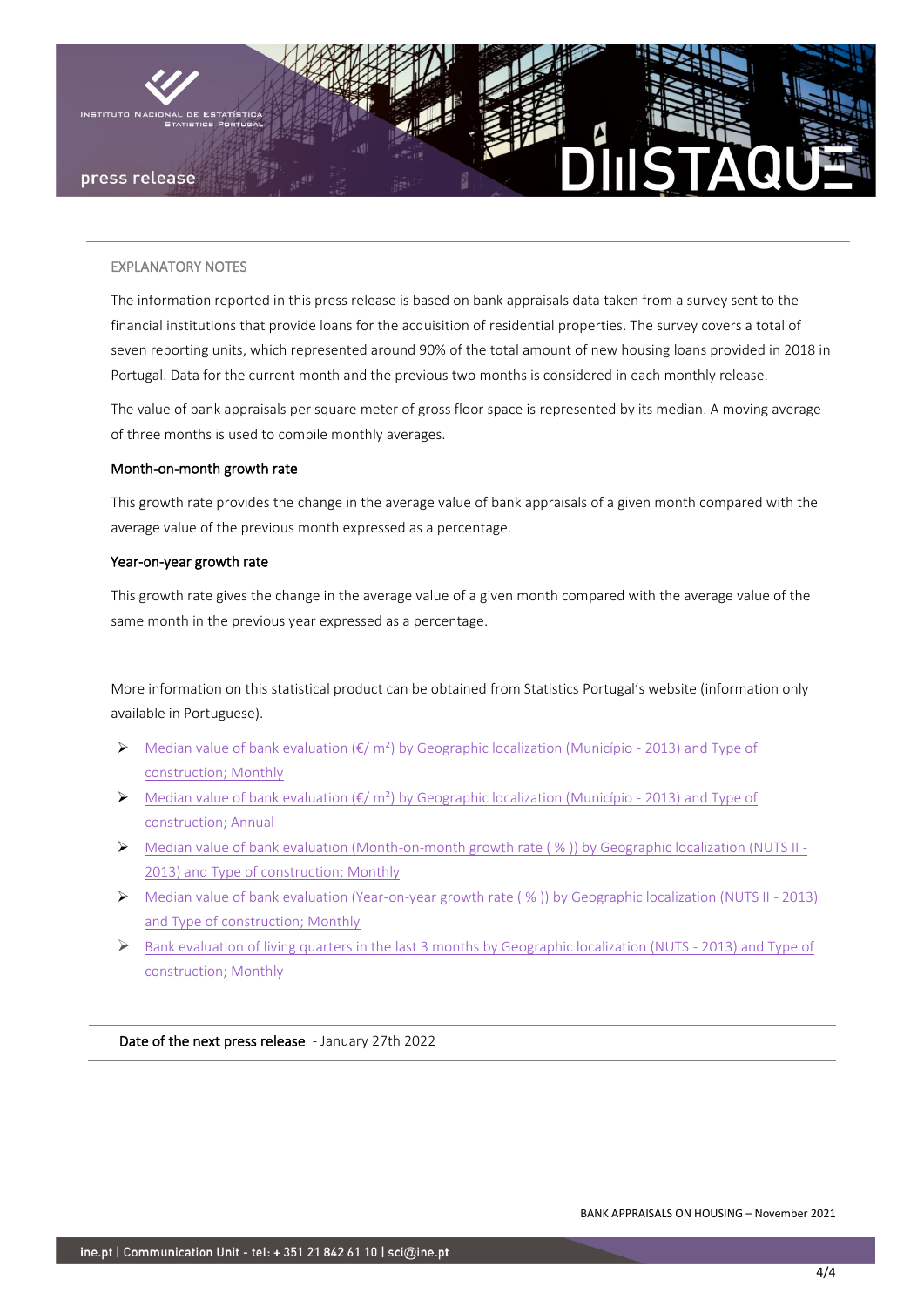## EXPLANATORY NOTES

The information reported in this press release is based on bank appraisals data taken from a survey sent to the financial institutions that provide loans for the acquisition of residential properties. The survey covers a total of seven reporting units, which represented around 90% of the total amount of new housing loans provided in 2018 in Portugal. Data for the current month and the previous two months is considered in each monthly release.

The value of bank appraisals per square meter of gross floor space is represented by its median. A moving average of three months is used to compile monthly averages.

### Month-on-month growth rate

This growth rate provides the change in the average value of bank appraisals of a given month compared with the average value of the previous month expressed as a percentage.

### Year-on-year growth rate

This growth rate gives the change in the average value of a given month compared with the average value of the same month in the previous year expressed as a percentage.

More information on this statistical product can be obtained from Statistics Portugal's website (information only available in Portuguese).

- Median value of bank evaluation (€/ m²) by Geographic localization (Município - 2013) and Type of construction; Monthly
- Median value of bank evaluation (€/ m²) by Geographic localization (Município - 2013) and Type of construction; Annual
- Median value of bank evaluation (Month-on-month growth rate ( % )) by Geographic localization (NUTS II - 2013) and Type of construction; Monthly
- Median value of bank evaluation (Year-on-year growth rate ( % )) by Geographic localization (NUTS II - 2013) and Type of construction; Monthly
- Bank evaluation of living quarters in the last 3 months by Geographic localization (NUTS - 2013) and Type of construction; Monthly

**Date of the next press release** - January 27th 2022